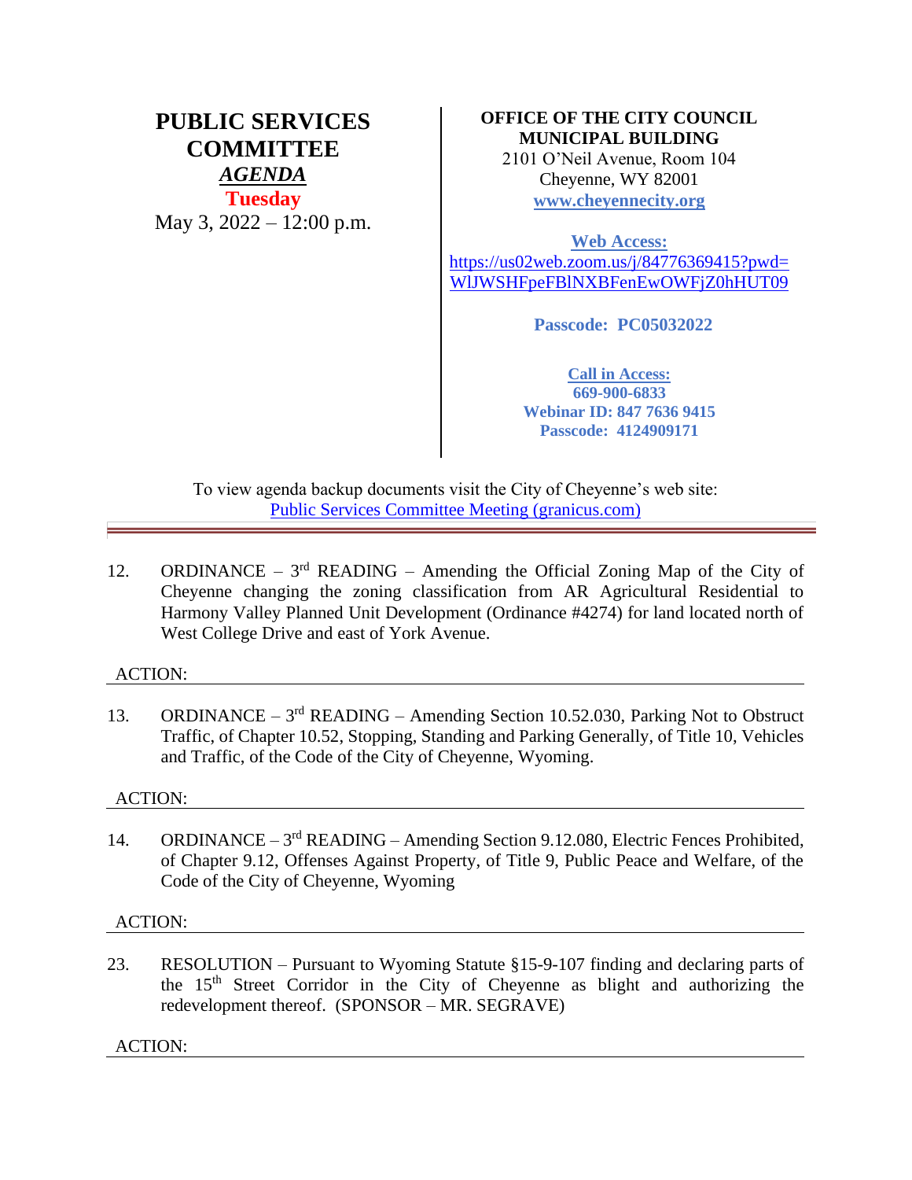# PUBLIC SERVICES COMMITTEE

***AGENDA***

**Tuesday**

May 3, 2022 – 12:00 p.m.

**OFFICE OF THE CITY COUNCIL**
**MUNICIPAL BUILDING**
2101 O'Neil Avenue, Room 104
Cheyenne, WY 82001
**www.cheyennecity.org**

**Web Access:**
https://us02web.zoom.us/j/84776369415?pwd=WlJWSHFpeFBlNXBFenEwOWFjZ0hHUT09

**Passcode: PC05032022**

**Call in Access:**
**669-900-6833**
**Webinar ID: 847 7636 9415**
**Passcode: 4124909171**

To view agenda backup documents visit the City of Cheyenne's web site:
Public Services Committee Meeting (granicus.com)

---

12. ORDINANCE – 3rd READING – Amending the Official Zoning Map of the City of Cheyenne changing the zoning classification from AR Agricultural Residential to Harmony Valley Planned Unit Development (Ordinance #4274) for land located north of West College Drive and east of York Avenue.

ACTION:

13. ORDINANCE – 3rd READING – Amending Section 10.52.030, Parking Not to Obstruct Traffic, of Chapter 10.52, Stopping, Standing and Parking Generally, of Title 10, Vehicles and Traffic, of the Code of the City of Cheyenne, Wyoming.

ACTION:

14. ORDINANCE – 3rd READING – Amending Section 9.12.080, Electric Fences Prohibited, of Chapter 9.12, Offenses Against Property, of Title 9, Public Peace and Welfare, of the Code of the City of Cheyenne, Wyoming

ACTION:

23. RESOLUTION – Pursuant to Wyoming Statute §15-9-107 finding and declaring parts of the 15th Street Corridor in the City of Cheyenne as blight and authorizing the redevelopment thereof. (SPONSOR – MR. SEGRAVE)

ACTION: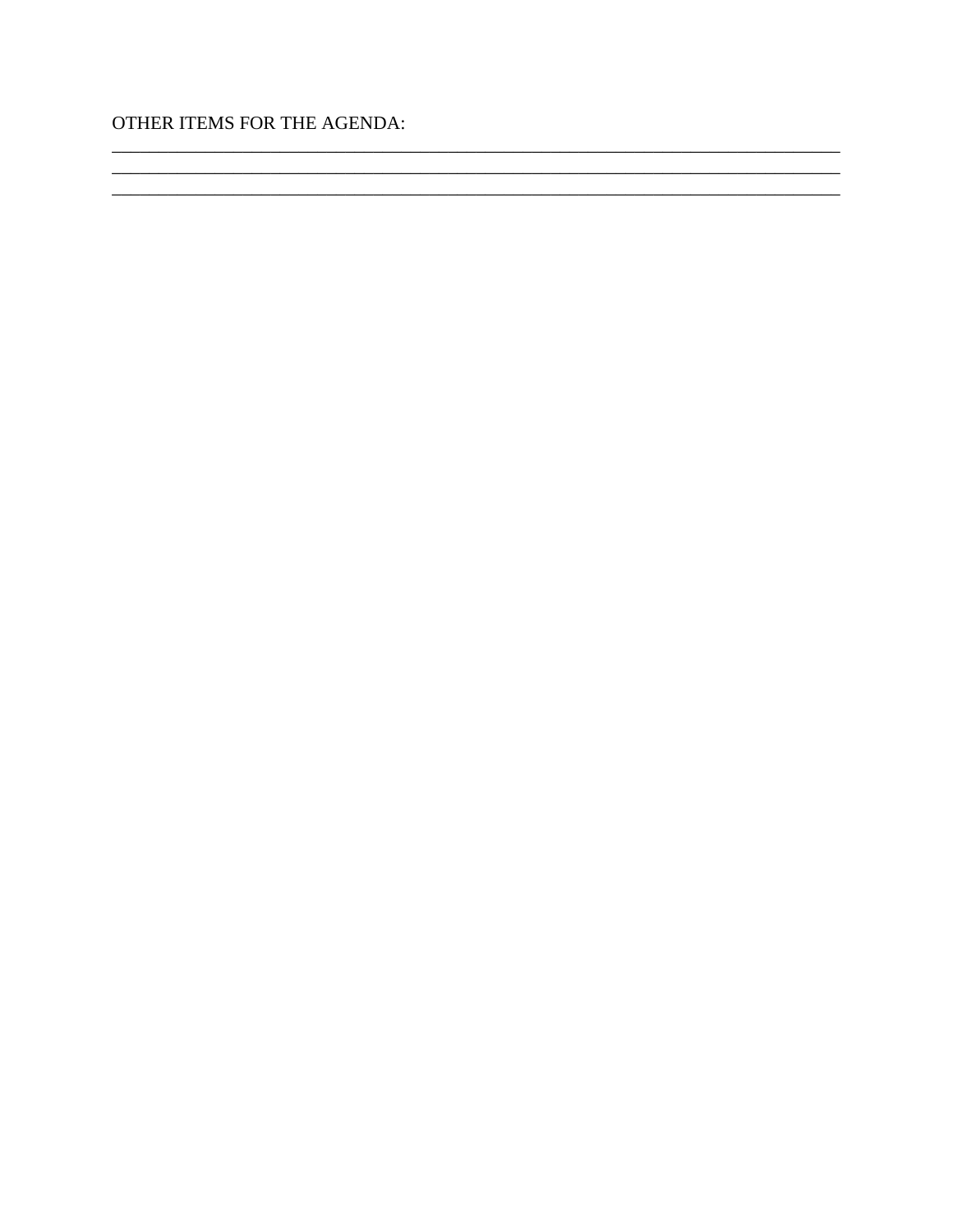OTHER ITEMS FOR THE AGENDA:

\_\_\_\_\_\_\_\_\_\_\_\_\_\_\_\_\_\_\_\_\_\_\_\_\_\_\_\_\_\_\_\_\_\_\_\_\_\_\_\_\_\_\_\_\_\_\_\_\_\_\_\_\_\_\_\_\_\_\_\_\_\_\_\_\_\_\_\_\_\_\_\_\_\_\_\_\_\_
\_\_\_\_\_\_\_\_\_\_\_\_\_\_\_\_\_\_\_\_\_\_\_\_\_\_\_\_\_\_\_\_\_\_\_\_\_\_\_\_\_\_\_\_\_\_\_\_\_\_\_\_\_\_\_\_\_\_\_\_\_\_\_\_\_\_\_\_\_\_\_\_\_\_\_\_\_\_
\_\_\_\_\_\_\_\_\_\_\_\_\_\_\_\_\_\_\_\_\_\_\_\_\_\_\_\_\_\_\_\_\_\_\_\_\_\_\_\_\_\_\_\_\_\_\_\_\_\_\_\_\_\_\_\_\_\_\_\_\_\_\_\_\_\_\_\_\_\_\_\_\_\_\_\_\_\_